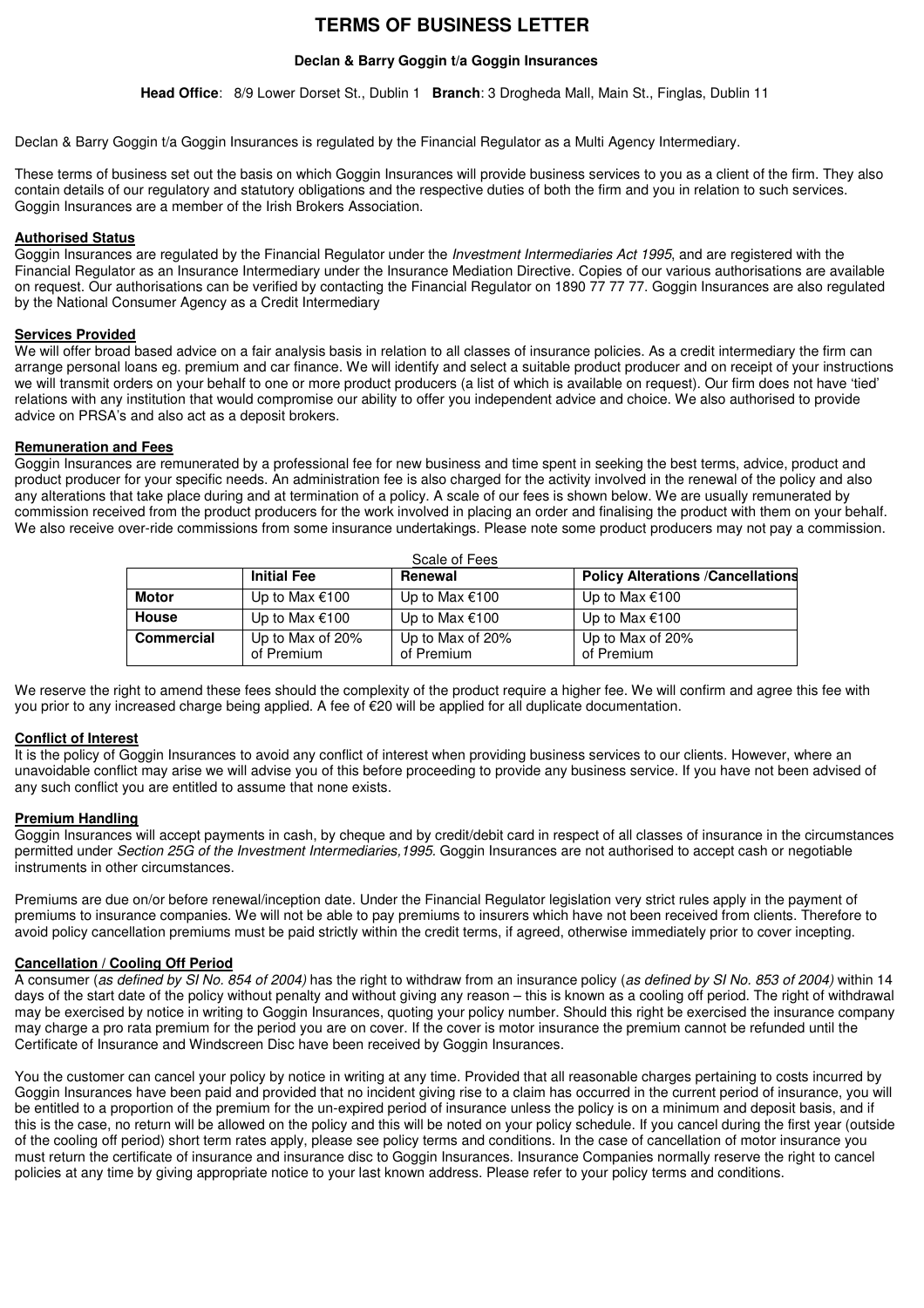# TERMS OF BUSINESS LETTER

**Declan & Barry Goggin t/a Goggin Insurances**

**Head Office**: 8/9 Lower Dorset St., Dublin 1 **Branch**: 3 Drogheda Mall, Main St., Finglas, Dublin 11

Declan & Barry Goggin t/a Goggin Insurances is regulated by the Financial Regulator as a Multi Agency Intermediary.

These terms of business set out the basis on which Goggin Insurances will provide business services to you as a client of the firm. They also contain details of our regulatory and statutory obligations and the respective duties of both the firm and you in relation to such services. Goggin Insurances are a member of the Irish Brokers Association.

## Authorised Status

Goggin Insurances are regulated by the Financial Regulator under the *Investment Intermediaries Act 1995*, and are registered with the Financial Regulator as an Insurance Intermediary under the Insurance Mediation Directive. Copies of our various authorisations are available on request. Our authorisations can be verified by contacting the Financial Regulator on 1890 77 77 77. Goggin Insurances are also regulated by the National Consumer Agency as a Credit Intermediary

## Services Provided

We will offer broad based advice on a fair analysis basis in relation to all classes of insurance policies. As a credit intermediary the firm can arrange personal loans eg. premium and car finance. We will identify and select a suitable product producer and on receipt of your instructions we will transmit orders on your behalf to one or more product producers (a list of which is available on request). Our firm does not have 'tied' relations with any institution that would compromise our ability to offer you independent advice and choice. We also authorised to provide advice on PRSA's and also act as a deposit brokers.

## Remuneration and Fees

Goggin Insurances are remunerated by a professional fee for new business and time spent in seeking the best terms, advice, product and product producer for your specific needs. An administration fee is also charged for the activity involved in the renewal of the policy and also any alterations that take place during and at termination of a policy. A scale of our fees is shown below. We are usually remunerated by commission received from the product producers for the work involved in placing an order and finalising the product with them on your behalf. We also receive over-ride commissions from some insurance undertakings. Please note some product producers may not pay a commission.

Scale of Fees

| | Initial Fee | Renewal | Policy Alterations /Cancellations |
|---|---|---|---|
| **Motor** | Up to Max €100 | Up to Max €100 | Up to Max €100 |
| **House** | Up to Max €100 | Up to Max €100 | Up to Max €100 |
| **Commercial** | Up to Max of 20% of Premium | Up to Max of 20% of Premium | Up to Max of 20% of Premium |

We reserve the right to amend these fees should the complexity of the product require a higher fee. We will confirm and agree this fee with you prior to any increased charge being applied. A fee of €20 will be applied for all duplicate documentation.

## Conflict of Interest

It is the policy of Goggin Insurances to avoid any conflict of interest when providing business services to our clients. However, where an unavoidable conflict may arise we will advise you of this before proceeding to provide any business service. If you have not been advised of any such conflict you are entitled to assume that none exists.

## Premium Handling

Goggin Insurances will accept payments in cash, by cheque and by credit/debit card in respect of all classes of insurance in the circumstances permitted under *Section 25G of the Investment Intermediaries,1995*. Goggin Insurances are not authorised to accept cash or negotiable instruments in other circumstances.

Premiums are due on/or before renewal/inception date. Under the Financial Regulator legislation very strict rules apply in the payment of premiums to insurance companies. We will not be able to pay premiums to insurers which have not been received from clients. Therefore to avoid policy cancellation premiums must be paid strictly within the credit terms, if agreed, otherwise immediately prior to cover incepting.

## Cancellation / Cooling Off Period

A consumer (*as defined by SI No. 854 of 2004)* has the right to withdraw from an insurance policy (*as defined by SI No. 853 of 2004)* within 14 days of the start date of the policy without penalty and without giving any reason – this is known as a cooling off period. The right of withdrawal may be exercised by notice in writing to Goggin Insurances, quoting your policy number. Should this right be exercised the insurance company may charge a pro rata premium for the period you are on cover. If the cover is motor insurance the premium cannot be refunded until the Certificate of Insurance and Windscreen Disc have been received by Goggin Insurances.

You the customer can cancel your policy by notice in writing at any time. Provided that all reasonable charges pertaining to costs incurred by Goggin Insurances have been paid and provided that no incident giving rise to a claim has occurred in the current period of insurance, you will be entitled to a proportion of the premium for the un-expired period of insurance unless the policy is on a minimum and deposit basis, and if this is the case, no return will be allowed on the policy and this will be noted on your policy schedule. If you cancel during the first year (outside of the cooling off period) short term rates apply, please see policy terms and conditions. In the case of cancellation of motor insurance you must return the certificate of insurance and insurance disc to Goggin Insurances. Insurance Companies normally reserve the right to cancel policies at any time by giving appropriate notice to your last known address. Please refer to your policy terms and conditions.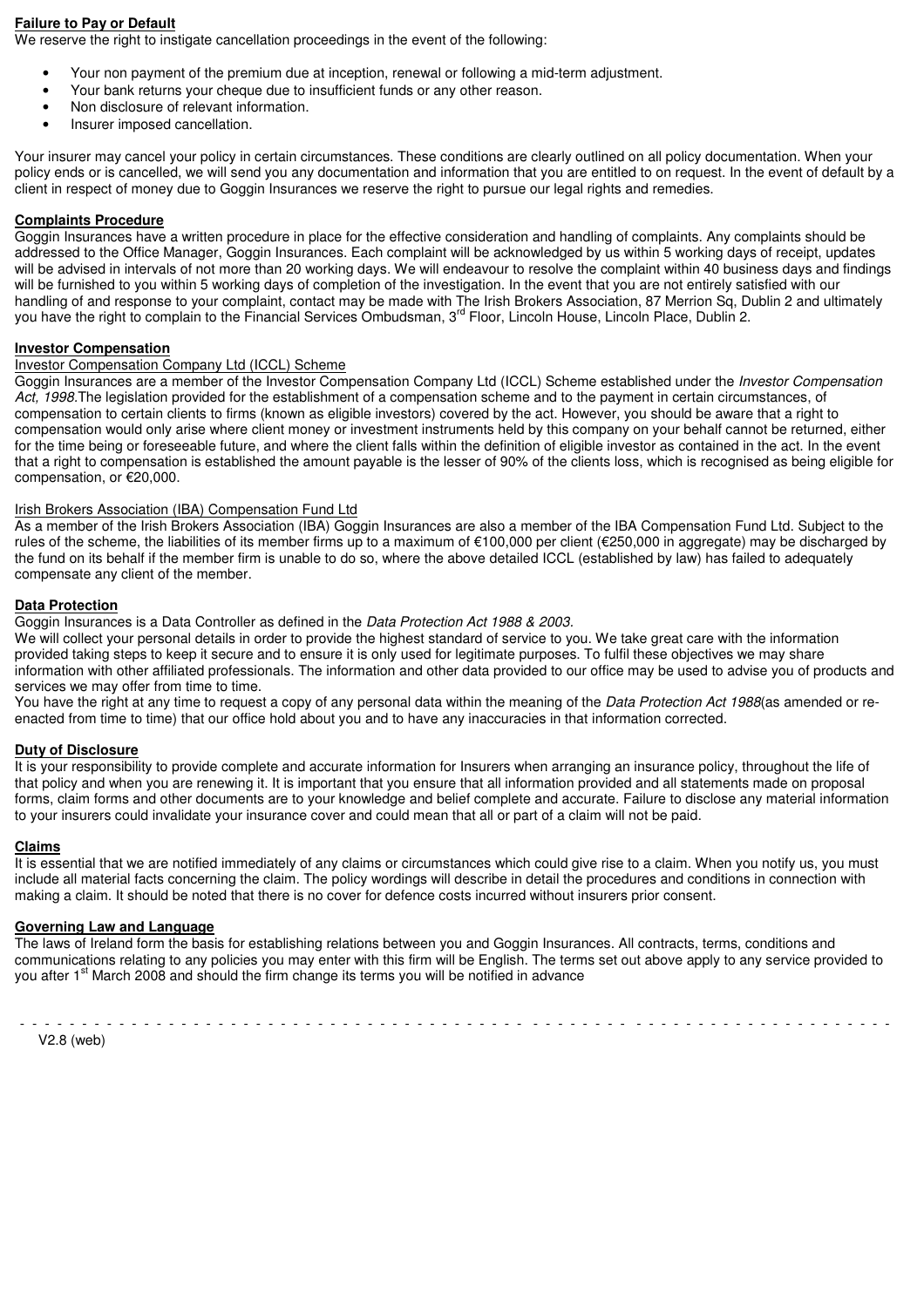**Failure to Pay or Default**

We reserve the right to instigate cancellation proceedings in the event of the following:

- Your non payment of the premium due at inception, renewal or following a mid-term adjustment.
- Your bank returns your cheque due to insufficient funds or any other reason.
- Non disclosure of relevant information.
- Insurer imposed cancellation.

Your insurer may cancel your policy in certain circumstances. These conditions are clearly outlined on all policy documentation. When your policy ends or is cancelled, we will send you any documentation and information that you are entitled to on request. In the event of default by a client in respect of money due to Goggin Insurances we reserve the right to pursue our legal rights and remedies.

**Complaints Procedure**

Goggin Insurances have a written procedure in place for the effective consideration and handling of complaints. Any complaints should be addressed to the Office Manager, Goggin Insurances. Each complaint will be acknowledged by us within 5 working days of receipt, updates will be advised in intervals of not more than 20 working days. We will endeavour to resolve the complaint within 40 business days and findings will be furnished to you within 5 working days of completion of the investigation. In the event that you are not entirely satisfied with our handling of and response to your complaint, contact may be made with The Irish Brokers Association, 87 Merrion Sq, Dublin 2 and ultimately you have the right to complain to the Financial Services Ombudsman, 3rd Floor, Lincoln House, Lincoln Place, Dublin 2.

**Investor Compensation**

Investor Compensation Company Ltd (ICCL) Scheme

Goggin Insurances are a member of the Investor Compensation Company Ltd (ICCL) Scheme established under the *Investor Compensation Act, 1998.*The legislation provided for the establishment of a compensation scheme and to the payment in certain circumstances, of compensation to certain clients to firms (known as eligible investors) covered by the act. However, you should be aware that a right to compensation would only arise where client money or investment instruments held by this company on your behalf cannot be returned, either for the time being or foreseeable future, and where the client falls within the definition of eligible investor as contained in the act. In the event that a right to compensation is established the amount payable is the lesser of 90% of the clients loss, which is recognised as being eligible for compensation, or €20,000.

Irish Brokers Association (IBA) Compensation Fund Ltd

As a member of the Irish Brokers Association (IBA) Goggin Insurances are also a member of the IBA Compensation Fund Ltd. Subject to the rules of the scheme, the liabilities of its member firms up to a maximum of €100,000 per client (€250,000 in aggregate) may be discharged by the fund on its behalf if the member firm is unable to do so, where the above detailed ICCL (established by law) has failed to adequately compensate any client of the member.

**Data Protection**

Goggin Insurances is a Data Controller as defined in the *Data Protection Act 1988 & 2003.*

We will collect your personal details in order to provide the highest standard of service to you. We take great care with the information provided taking steps to keep it secure and to ensure it is only used for legitimate purposes. To fulfil these objectives we may share information with other affiliated professionals. The information and other data provided to our office may be used to advise you of products and services we may offer from time to time.

You have the right at any time to request a copy of any personal data within the meaning of the *Data Protection Act 1988*(as amended or re-enacted from time to time) that our office hold about you and to have any inaccuracies in that information corrected.

**Duty of Disclosure**

It is your responsibility to provide complete and accurate information for Insurers when arranging an insurance policy, throughout the life of that policy and when you are renewing it. It is important that you ensure that all information provided and all statements made on proposal forms, claim forms and other documents are to your knowledge and belief complete and accurate. Failure to disclose any material information to your insurers could invalidate your insurance cover and could mean that all or part of a claim will not be paid.

**Claims**

It is essential that we are notified immediately of any claims or circumstances which could give rise to a claim. When you notify us, you must include all material facts concerning the claim. The policy wordings will describe in detail the procedures and conditions in connection with making a claim. It should be noted that there is no cover for defence costs incurred without insurers prior consent.

**Governing Law and Language**

The laws of Ireland form the basis for establishing relations between you and Goggin Insurances. All contracts, terms, conditions and communications relating to any policies you may enter with this firm will be English. The terms set out above apply to any service provided to you after 1st March 2008 and should the firm change its terms you will be notified in advance

V2.8 (web)